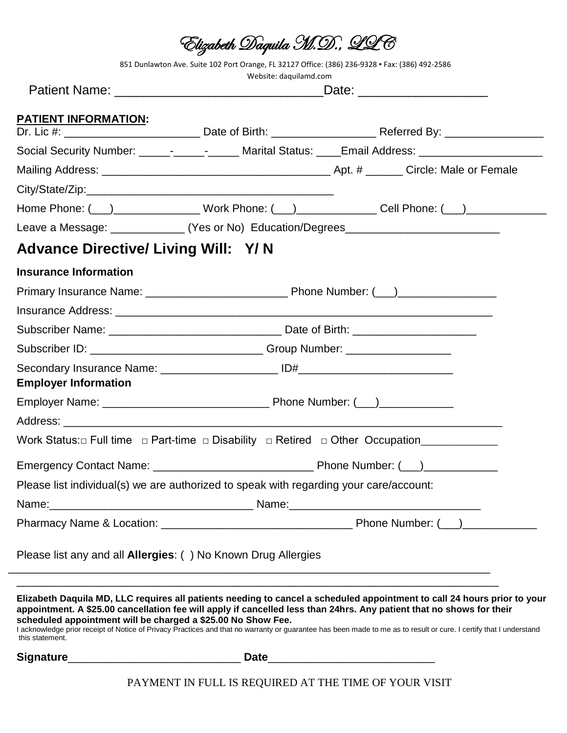# Elizabeth Daquila M.D., LLC

851 Dunlawton Ave. Suite 102 Port Orange, FL 32127 Office: (386) 236-9328 ▪ Fax: (386) 492-2586
Website: daquilamd.com

Patient Name: ______________________________Date: __________________

**PATIENT INFORMATION:**

Dr. Lic #: ______________________ Date of Birth: _________________ Referred By: ________________

Social Security Number: _____-_____-_____ Marital Status: ____Email Address: ____________________

Mailing Address: _____________________________________ Apt. # ______ Circle: Male or Female

City/State/Zip:_________________________________________

Home Phone: (___)______________ Work Phone: (___)_____________ Cell Phone: (___)_____________

Leave a Message: ____________ (Yes or No) Education/Degrees_________________________

## Advance Directive/ Living Will: Y/ N

**Insurance Information**

Primary Insurance Name: _______________________ Phone Number: (___)________________

Insurance Address: ______________________________________________________________

Subscriber Name: ____________________________ Date of Birth: ____________________

Subscriber ID: ____________________________ Group Number: _________________

Secondary Insurance Name: ___________________ ID#_________________________

**Employer Information**

Employer Name: ___________________________ Phone Number: (___)____________

Address: _________________________________________________________________________

Work Status:□ Full time □ Part-time □ Disability □ Retired □ Other Occupation____________

Emergency Contact Name: __________________________ Phone Number: (___)____________

Please list individual(s) we are authorized to speak with regarding your care/account:

Name:_________________________________ Name:_______________________________

Pharmacy Name & Location: _______________________________ Phone Number: (___)____________

Please list any and all **Allergies**: ( ) No Known Drug Allergies

_______________________________________________________________________________

_______________________________________________________________________________

**Elizabeth Daquila MD, LLC requires all patients needing to cancel a scheduled appointment to call 24 hours prior to your appointment. A $25.00 cancellation fee will apply if cancelled less than 24hrs. Any patient that no shows for their scheduled appointment will be charged a $25.00 No Show Fee.**

I acknowledge prior receipt of Notice of Privacy Practices and that no warranty or guarantee has been made to me as to result or cure. I certify that I understand this statement.

**Signature**____________________________ **Date**___________________________

PAYMENT IN FULL IS REQUIRED AT THE TIME OF YOUR VISIT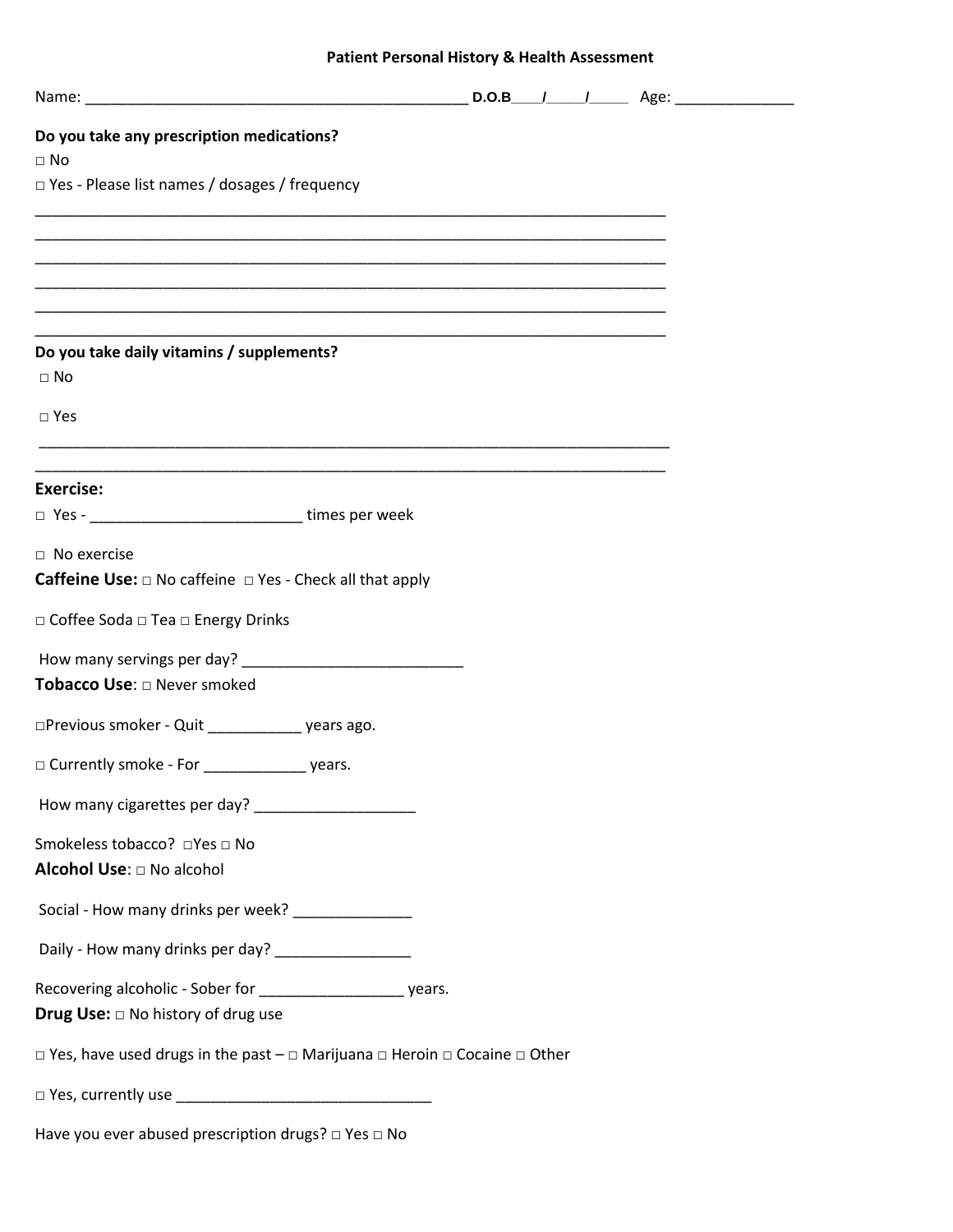## Patient Personal History & Health Assessment

Name: _______________________________________________ **D.O.B**____/_____/_____ Age: ______________

**Do you take any prescription medications?**

□ No

□ Yes - Please list names / dosages / frequency

_____________________________________________________________________________

_____________________________________________________________________________

_____________________________________________________________________________

_____________________________________________________________________________

_____________________________________________________________________________

_____________________________________________________________________________

**Do you take daily vitamins / supplements?**

□ No

□ Yes

_____________________________________________________________________________

_____________________________________________________________________________

**Exercise:**

□ Yes - _________________________ times per week

□ No exercise

**Caffeine Use:** □ No caffeine □ Yes - Check all that apply

□ Coffee Soda □ Tea □ Energy Drinks

How many servings per day? __________________________

**Tobacco Use**: □ Never smoked

□Previous smoker - Quit ___________ years ago.

□ Currently smoke - For ____________ years.

How many cigarettes per day? ___________________

Smokeless tobacco? □Yes □ No

**Alcohol Use**: □ No alcohol

Social - How many drinks per week? ______________

Daily - How many drinks per day? ________________

Recovering alcoholic - Sober for _________________ years.

**Drug Use:** □ No history of drug use

□ Yes, have used drugs in the past – □ Marijuana □ Heroin □ Cocaine □ Other

□ Yes, currently use ______________________________

Have you ever abused prescription drugs? □ Yes □ No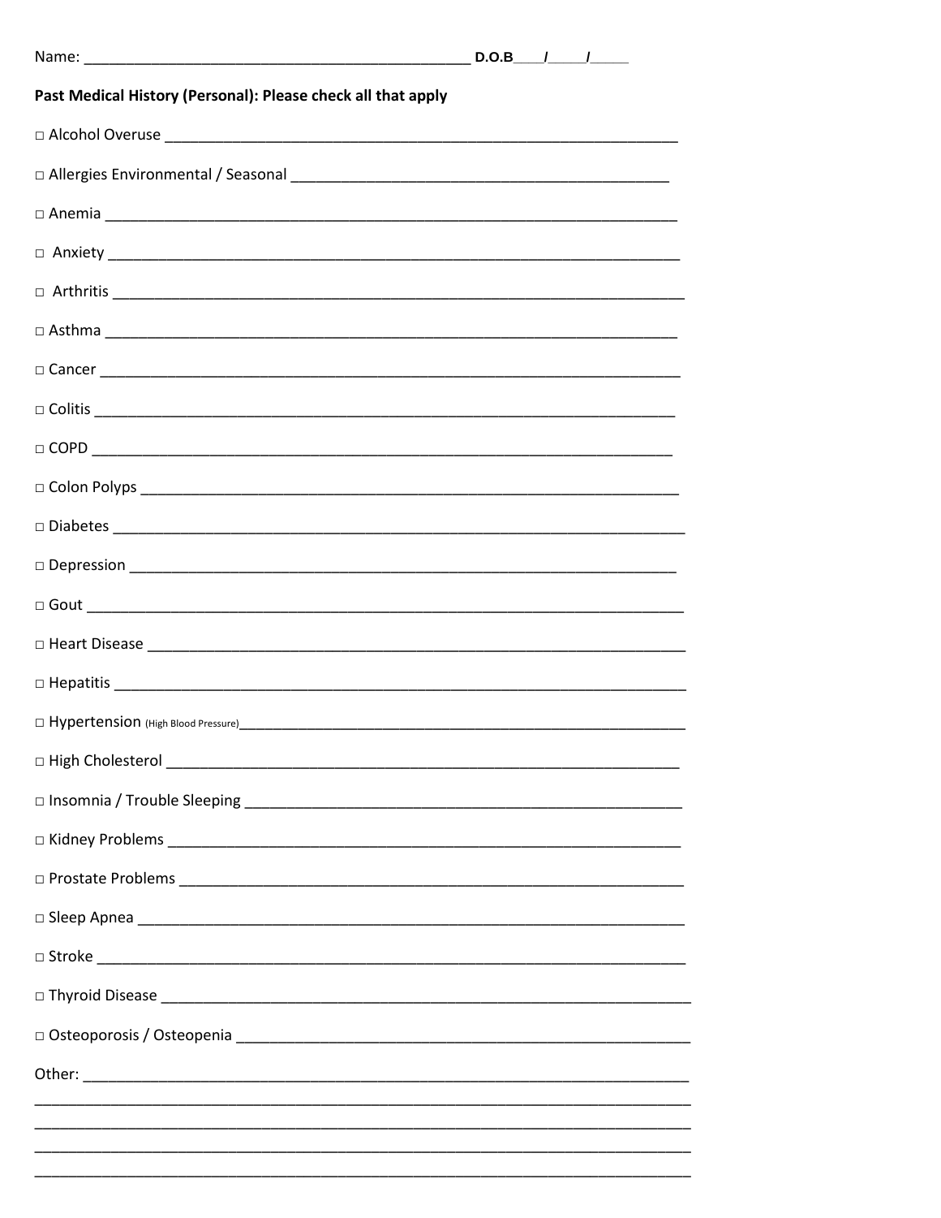Name: ______________________________________________ **D.O.B____/_____/_____**

**Past Medical History (Personal): Please check all that apply**

□ Alcohol Overuse _____________________________________________________________

□ Allergies Environmental / Seasonal _____________________________________________

□ Anemia ____________________________________________________________________

□ Anxiety ____________________________________________________________________

□ Arthritis ____________________________________________________________________

□ Asthma ____________________________________________________________________

□ Cancer _____________________________________________________________________

□ Colitis _____________________________________________________________________

□ COPD ______________________________________________________________________

□ Colon Polyps _________________________________________________________________

□ Diabetes ____________________________________________________________________

□ Depression __________________________________________________________________

□ Gout _______________________________________________________________________

□ Heart Disease ________________________________________________________________

□ Hepatitis ____________________________________________________________________

□ Hypertension (High Blood Pressure)___________________________________________________

□ High Cholesterol ______________________________________________________________

□ Insomnia / Trouble Sleeping _____________________________________________________

□ Kidney Problems _______________________________________________________________

□ Prostate Problems _____________________________________________________________

□ Sleep Apnea __________________________________________________________________

□ Stroke ______________________________________________________________________

□ Thyroid Disease _________________________________________________________________

□ Osteoporosis / Osteopenia ______________________________________________________

Other: ___________________________________________________________________________

_________________________________________________________________________________

_________________________________________________________________________________

_________________________________________________________________________________

_________________________________________________________________________________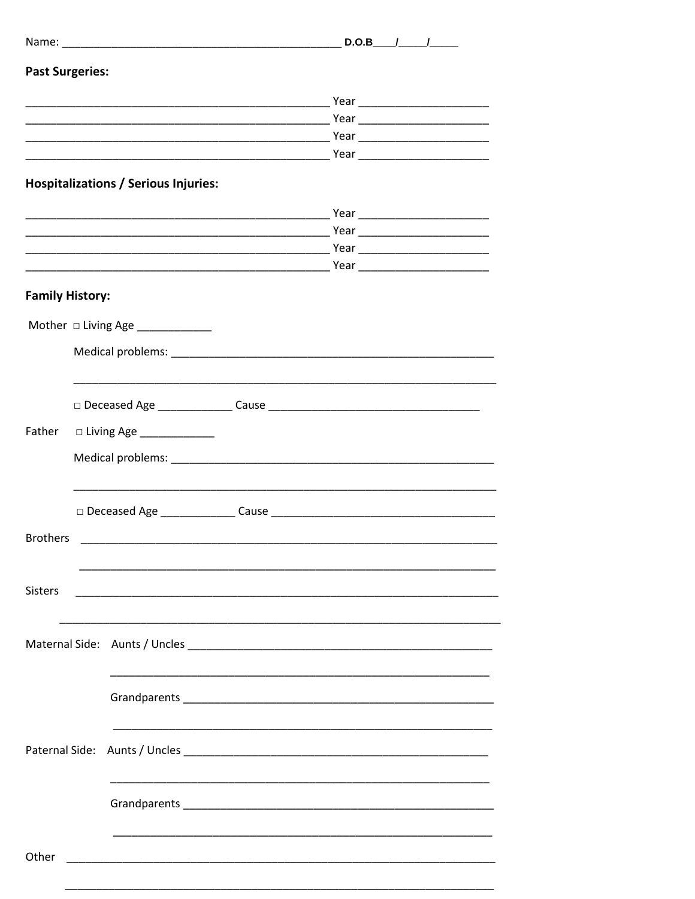Name: ______________________________________________ **D.O.B**____/_____/_____

**Past Surgeries:**

_________________________________________________ Year ____________________
_________________________________________________ Year ____________________
_________________________________________________ Year ____________________
_________________________________________________ Year ____________________

**Hospitalizations / Serious Injuries:**

_________________________________________________ Year ____________________
_________________________________________________ Year ____________________
_________________________________________________ Year ____________________
_________________________________________________ Year ____________________

**Family History:**

Mother □ Living Age ____________

Medical problems: ____________________________________________________

______________________________________________________________________

□ Deceased Age ____________ Cause __________________________________

Father □ Living Age ____________

Medical problems: ____________________________________________________

______________________________________________________________________

□ Deceased Age ____________ Cause __________________________________

Brothers ______________________________________________________________________

______________________________________________________________________

Sisters ______________________________________________________________________

______________________________________________________________________

Maternal Side: Aunts / Uncles __________________________________________________

______________________________________________________________

Grandparents __________________________________________________

______________________________________________________________

Paternal Side: Aunts / Uncles __________________________________________________

______________________________________________________________

Grandparents __________________________________________________

______________________________________________________________

Other ______________________________________________________________________

______________________________________________________________________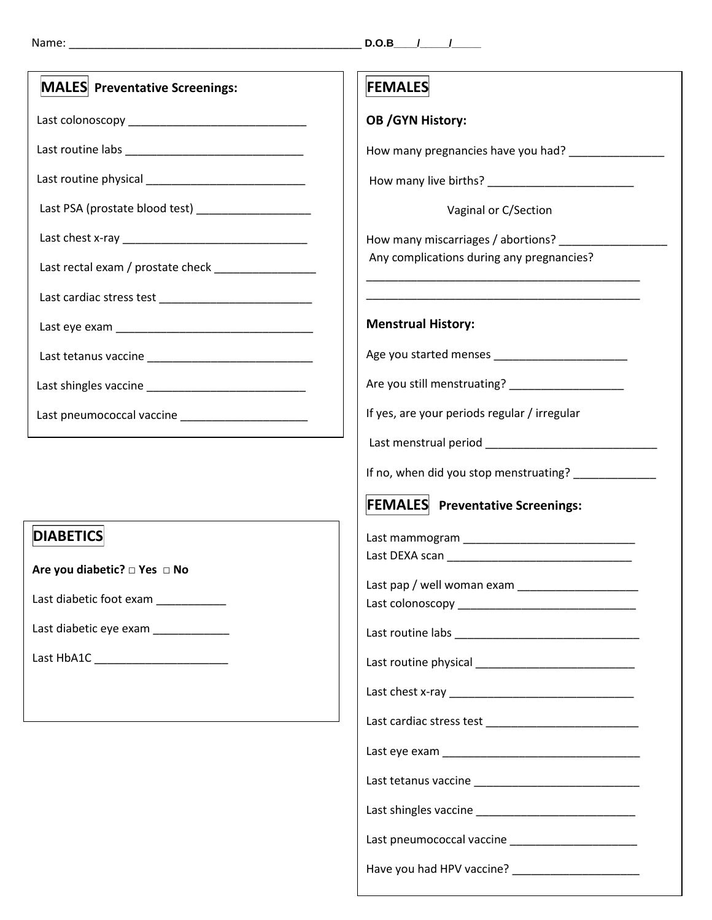Name: _______________________________________________ **D.O.B____/_____/_____**

## MALES Preventative Screenings:

Last colonoscopy ____________________________

Last routine labs _____________________________

Last routine physical __________________________

Last PSA (prostate blood test) __________________

Last chest x-ray ______________________________

Last rectal exam / prostate check ________________

Last cardiac stress test ________________________

Last eye exam ________________________________

Last tetanus vaccine ___________________________

Last shingles vaccine __________________________

Last pneumococcal vaccine ____________________

## DIABETICS

**Are you diabetic? □ Yes □ No**

Last diabetic foot exam ___________

Last diabetic eye exam ____________

Last HbA1C _____________________

## FEMALES

**OB /GYN History:**

How many pregnancies have you had? _______________

How many live births? _______________________

Vaginal or C/Section

How many miscarriages / abortions? _________________

Any complications during any pregnancies?

____________________________________________

____________________________________________

**Menstrual History:**

Age you started menses _____________________

Are you still menstruating? __________________

If yes, are your periods regular / irregular

Last menstrual period ___________________________

If no, when did you stop menstruating? _____________

## FEMALES Preventative Screenings:

Last mammogram ____________________________

Last DEXA scan ______________________________

Last pap / well woman exam ___________________

Last colonoscopy _____________________________

Last routine labs ______________________________

Last routine physical __________________________

Last chest x-ray ______________________________

Last cardiac stress test ________________________

Last eye exam ________________________________

Last tetanus vaccine ___________________________

Last shingles vaccine __________________________

Last pneumococcal vaccine ____________________

Have you had HPV vaccine? ____________________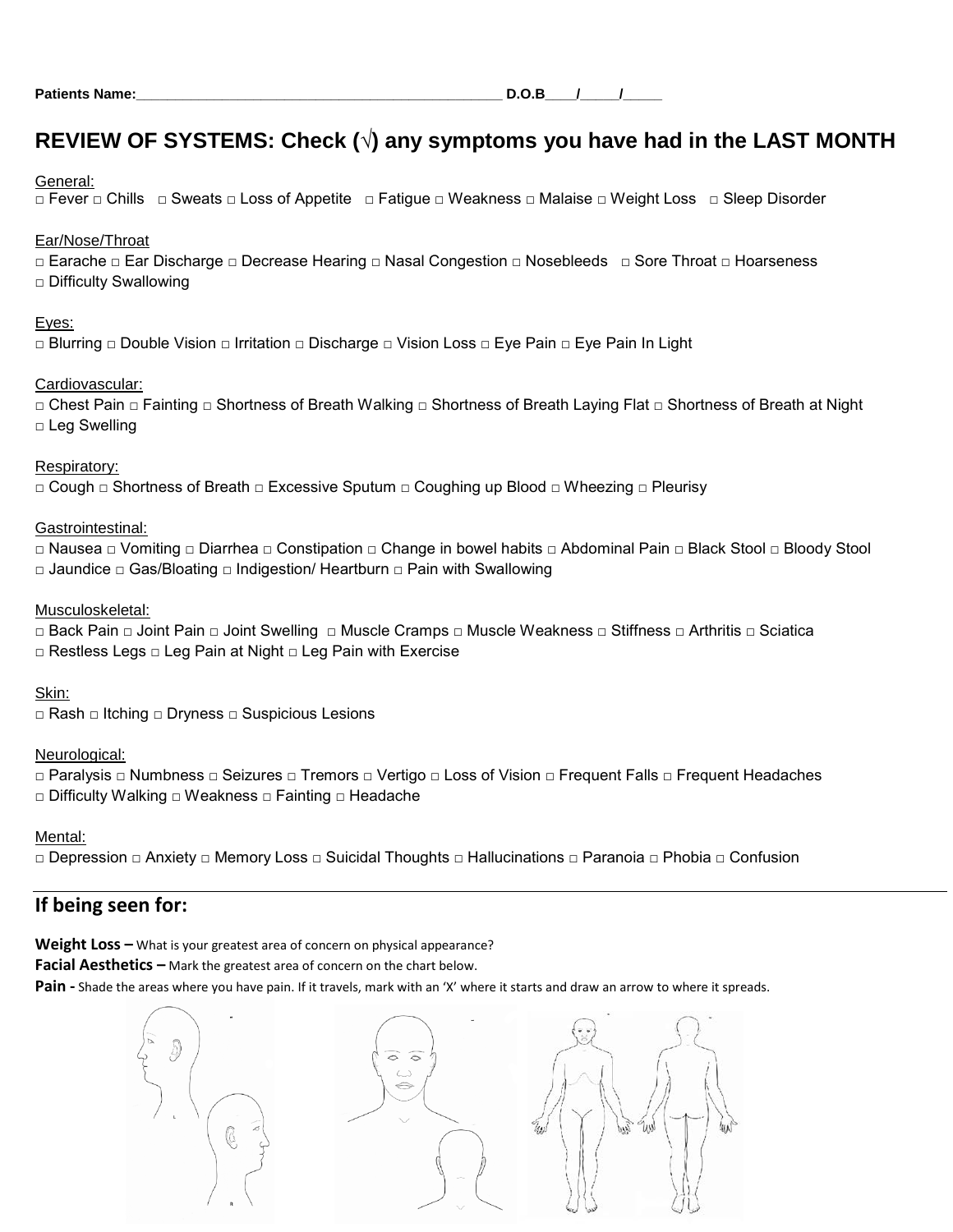**Patients Name:**_______________________________________________ **D.O.B**____/_____/_____

## REVIEW OF SYSTEMS: Check (√) any symptoms you have had in the LAST MONTH

General:

□ Fever □ Chills □ Sweats □ Loss of Appetite □ Fatigue □ Weakness □ Malaise □ Weight Loss □ Sleep Disorder

Ear/Nose/Throat

□ Earache □ Ear Discharge □ Decrease Hearing □ Nasal Congestion □ Nosebleeds □ Sore Throat □ Hoarseness □ Difficulty Swallowing

Eyes:

□ Blurring □ Double Vision □ Irritation □ Discharge □ Vision Loss □ Eye Pain □ Eye Pain In Light

Cardiovascular:

□ Chest Pain □ Fainting □ Shortness of Breath Walking □ Shortness of Breath Laying Flat □ Shortness of Breath at Night □ Leg Swelling

Respiratory:

□ Cough □ Shortness of Breath □ Excessive Sputum □ Coughing up Blood □ Wheezing □ Pleurisy

Gastrointestinal:

□ Nausea □ Vomiting □ Diarrhea □ Constipation □ Change in bowel habits □ Abdominal Pain □ Black Stool □ Bloody Stool □ Jaundice □ Gas/Bloating □ Indigestion/ Heartburn □ Pain with Swallowing

Musculoskeletal:

□ Back Pain □ Joint Pain □ Joint Swelling □ Muscle Cramps □ Muscle Weakness □ Stiffness □ Arthritis □ Sciatica □ Restless Legs □ Leg Pain at Night □ Leg Pain with Exercise

Skin:

□ Rash □ Itching □ Dryness □ Suspicious Lesions

Neurological:

□ Paralysis □ Numbness □ Seizures □ Tremors □ Vertigo □ Loss of Vision □ Frequent Falls □ Frequent Headaches □ Difficulty Walking □ Weakness □ Fainting □ Headache

Mental:

□ Depression □ Anxiety □ Memory Loss □ Suicidal Thoughts □ Hallucinations □ Paranoia □ Phobia □ Confusion

---

## If being seen for:

**Weight Loss –** What is your greatest area of concern on physical appearance?

**Facial Aesthetics –** Mark the greatest area of concern on the chart below.

**Pain -** Shade the areas where you have pain. If it travels, mark with an 'X' where it starts and draw an arrow to where it spreads.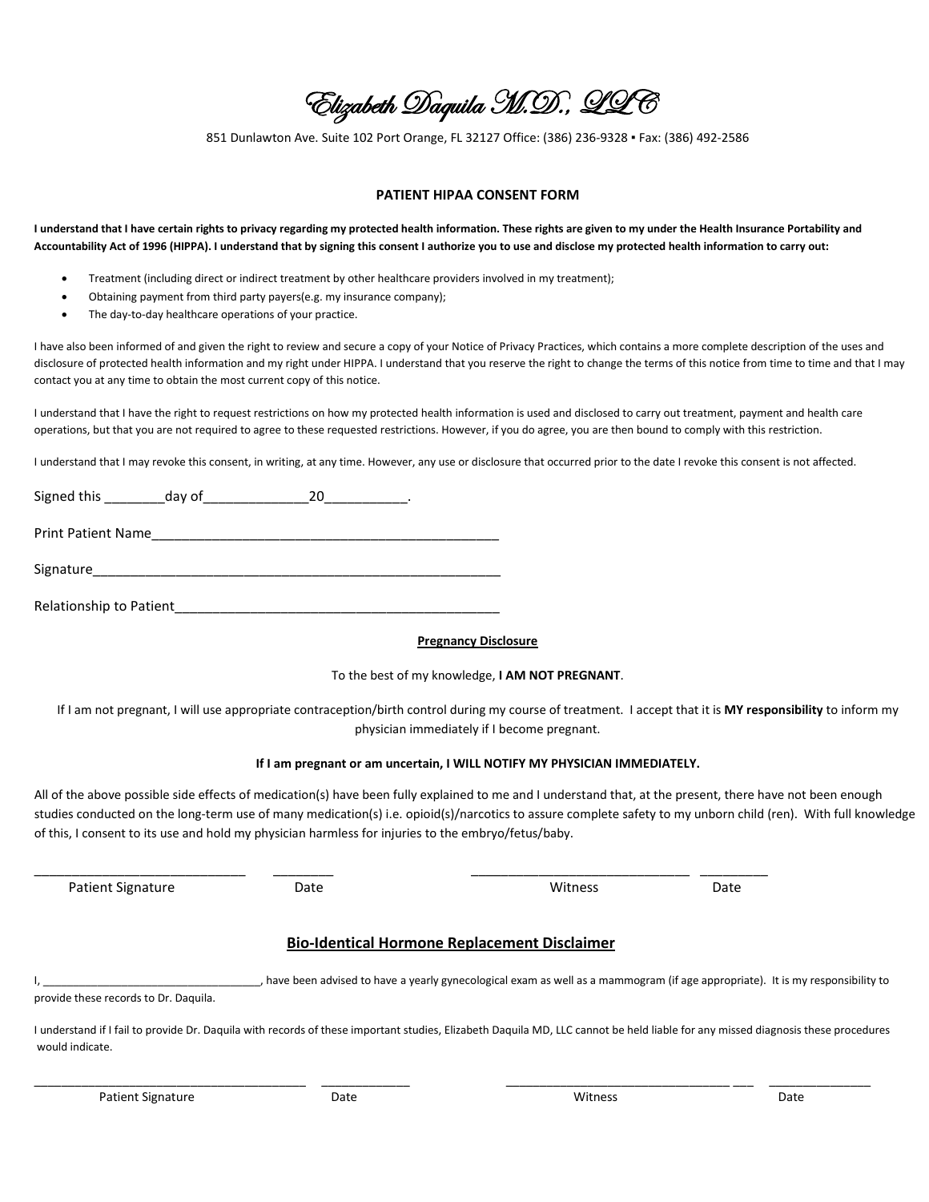# Elizabeth Daquila M.D., LLC

851 Dunlawton Ave. Suite 102 Port Orange, FL 32127 Office: (386) 236-9328 ▪ Fax: (386) 492-2586

## PATIENT HIPAA CONSENT FORM

**I understand that I have certain rights to privacy regarding my protected health information. These rights are given to my under the Health Insurance Portability and Accountability Act of 1996 (HIPPA). I understand that by signing this consent I authorize you to use and disclose my protected health information to carry out:**

- Treatment (including direct or indirect treatment by other healthcare providers involved in my treatment);
- Obtaining payment from third party payers(e.g. my insurance company);
- The day-to-day healthcare operations of your practice.

I have also been informed of and given the right to review and secure a copy of your Notice of Privacy Practices, which contains a more complete description of the uses and disclosure of protected health information and my right under HIPPA. I understand that you reserve the right to change the terms of this notice from time to time and that I may contact you at any time to obtain the most current copy of this notice.

I understand that I have the right to request restrictions on how my protected health information is used and disclosed to carry out treatment, payment and health care operations, but that you are not required to agree to these requested restrictions. However, if you do agree, you are then bound to comply with this restriction.

I understand that I may revoke this consent, in writing, at any time. However, any use or disclosure that occurred prior to the date I revoke this consent is not affected.

Signed this ________day of______________20___________.

Print Patient Name_______________________________________________

Signature_______________________________________________________

Relationship to Patient____________________________________________

### Pregnancy Disclosure

To the best of my knowledge, **I AM NOT PREGNANT**.

If I am not pregnant, I will use appropriate contraception/birth control during my course of treatment. I accept that it is **MY responsibility** to inform my physician immediately if I become pregnant.

**If I am pregnant or am uncertain, I WILL NOTIFY MY PHYSICIAN IMMEDIATELY.**

All of the above possible side effects of medication(s) have been fully explained to me and I understand that, at the present, there have not been enough studies conducted on the long-term use of many medication(s) i.e. opioid(s)/narcotics to assure complete safety to my unborn child (ren). With full knowledge of this, I consent to its use and hold my physician harmless for injuries to the embryo/fetus/baby.

_____________________________ ________ _____________________________ _________

Patient Signature Date Witness Date

## Bio-Identical Hormone Replacement Disclaimer

I, ___________________________________, have been advised to have a yearly gynecological exam as well as a mammogram (if age appropriate). It is my responsibility to provide these records to Dr. Daquila.

I understand if I fail to provide Dr. Daquila with records of these important studies, Elizabeth Daquila MD, LLC cannot be held liable for any missed diagnosis these procedures would indicate.

________________________________________ _____________ _________________________________ ___ _______________

Patient Signature Date Witness Date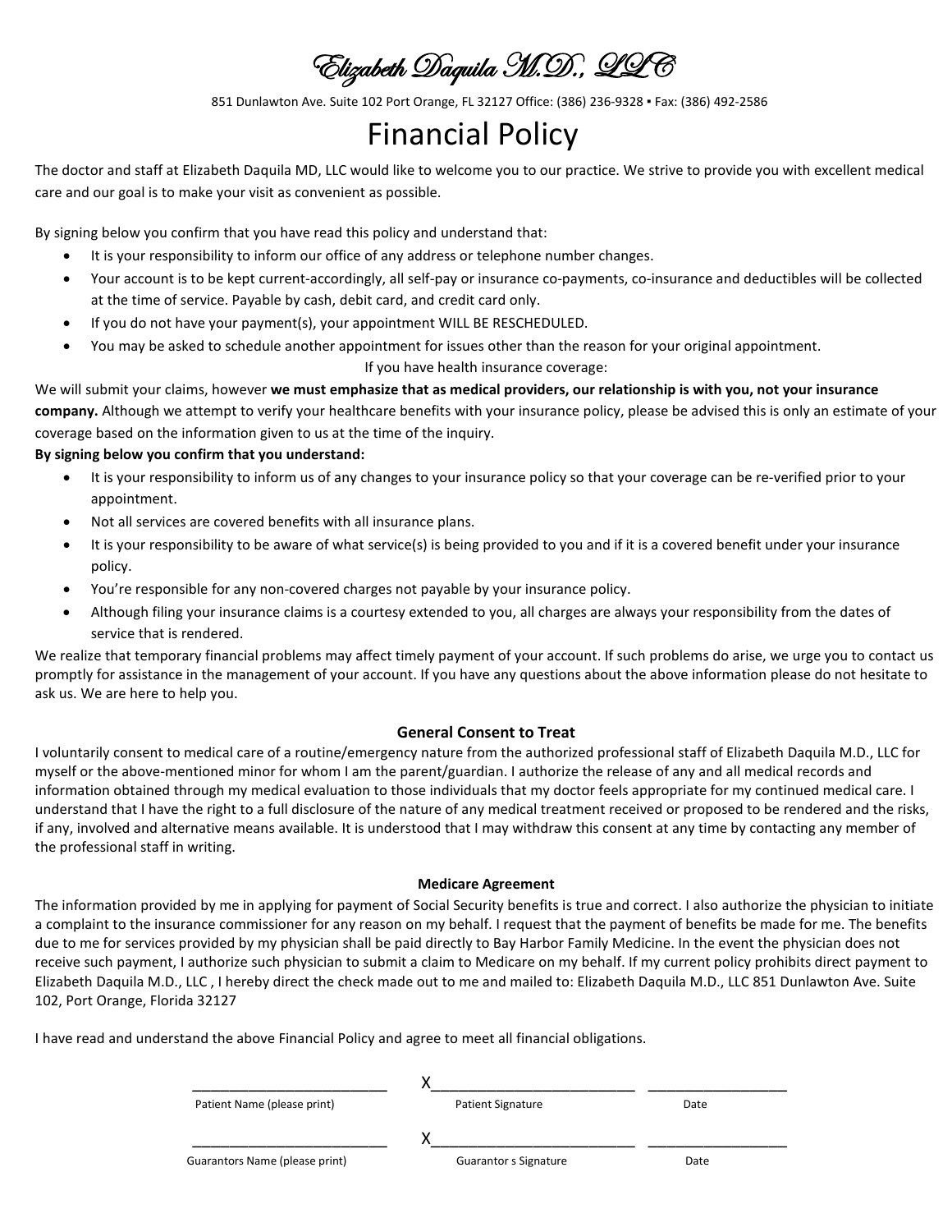# Elizabeth Daquila M.D., LLC

851 Dunlawton Ave. Suite 102 Port Orange, FL 32127 Office: (386) 236-9328 ▪ Fax: (386) 492-2586

## Financial Policy

The doctor and staff at Elizabeth Daquila MD, LLC would like to welcome you to our practice. We strive to provide you with excellent medical care and our goal is to make your visit as convenient as possible.

By signing below you confirm that you have read this policy and understand that:

- It is your responsibility to inform our office of any address or telephone number changes.
- Your account is to be kept current-accordingly, all self-pay or insurance co-payments, co-insurance and deductibles will be collected at the time of service. Payable by cash, debit card, and credit card only.
- If you do not have your payment(s), your appointment WILL BE RESCHEDULED.
- You may be asked to schedule another appointment for issues other than the reason for your original appointment.

If you have health insurance coverage:

We will submit your claims, however **we must emphasize that as medical providers, our relationship is with you, not your insurance company.** Although we attempt to verify your healthcare benefits with your insurance policy, please be advised this is only an estimate of your coverage based on the information given to us at the time of the inquiry.

**By signing below you confirm that you understand:**

- It is your responsibility to inform us of any changes to your insurance policy so that your coverage can be re-verified prior to your appointment.
- Not all services are covered benefits with all insurance plans.
- It is your responsibility to be aware of what service(s) is being provided to you and if it is a covered benefit under your insurance policy.
- You're responsible for any non-covered charges not payable by your insurance policy.
- Although filing your insurance claims is a courtesy extended to you, all charges are always your responsibility from the dates of service that is rendered.

We realize that temporary financial problems may affect timely payment of your account. If such problems do arise, we urge you to contact us promptly for assistance in the management of your account. If you have any questions about the above information please do not hesitate to ask us. We are here to help you.

### General Consent to Treat

I voluntarily consent to medical care of a routine/emergency nature from the authorized professional staff of Elizabeth Daquila M.D., LLC for myself or the above-mentioned minor for whom I am the parent/guardian. I authorize the release of any and all medical records and information obtained through my medical evaluation to those individuals that my doctor feels appropriate for my continued medical care. I understand that I have the right to a full disclosure of the nature of any medical treatment received or proposed to be rendered and the risks, if any, involved and alternative means available. It is understood that I may withdraw this consent at any time by contacting any member of the professional staff in writing.

### Medicare Agreement

The information provided by me in applying for payment of Social Security benefits is true and correct. I also authorize the physician to initiate a complaint to the insurance commissioner for any reason on my behalf. I request that the payment of benefits be made for me. The benefits due to me for services provided by my physician shall be paid directly to Bay Harbor Family Medicine. In the event the physician does not receive such payment, I authorize such physician to submit a claim to Medicare on my behalf. If my current policy prohibits direct payment to Elizabeth Daquila M.D., LLC , I hereby direct the check made out to me and mailed to: Elizabeth Daquila M.D., LLC 851 Dunlawton Ave. Suite 102, Port Orange, Florida 32127

I have read and understand the above Financial Policy and agree to meet all financial obligations.

| | | |
|---|---|---|
| ________________________ | X________________________ | ________________ |
| Patient Name (please print) | Patient Signature | Date |
| ________________________ | X________________________ | ________________ |
| Guarantors Name (please print) | Guarantor s Signature | Date |